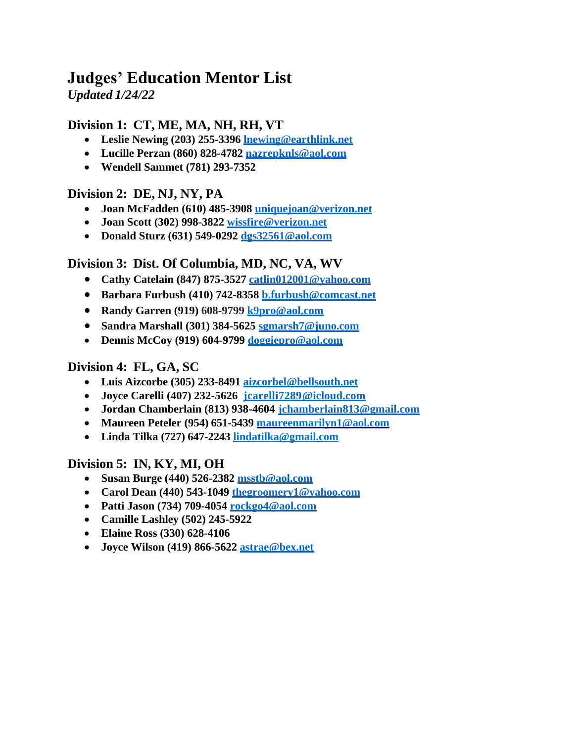# Judges' Education Mentor List

*Updated 1/24/22*

## Division 1: CT, ME, MA, NH, RH, VT

- **Leslie Newing (203) 255-3396 lnewing@earthlink.net**
- **Lucille Perzan (860) 828-4782 nazrepknls@aol.com**
- **Wendell Sammet (781) 293-7352**

## Division 2: DE, NJ, NY, PA

- **Joan McFadden (610) 485-3908 uniquejoan@verizon.net**
- **Joan Scott (302) 998-3822 wissfire@verizon.net**
- **Donald Sturz (631) 549-0292 dgs32561@aol.com**

## Division 3: Dist. Of Columbia, MD, NC, VA, WV

- **Cathy Catelain (847) 875-3527 catlin012001@yahoo.com**
- **Barbara Furbush (410) 742-8358 b.furbush@comcast.net**
- **Randy Garren (919) 608-9799 k9pro@aol.com**
- **Sandra Marshall (301) 384-5625 sgmarsh7@juno.com**
- **Dennis McCoy (919) 604-9799 doggiepro@aol.com**

## Division 4: FL, GA, SC

- **Luis Aizcorbe (305) 233-8491 aizcorbel@bellsouth.net**
- **Joyce Carelli (407) 232-5626 jcarelli7289@icloud.com**
- **Jordan Chamberlain (813) 938-4604 jchamberlain813@gmail.com**
- **Maureen Peteler (954) 651-5439 maureenmarilyn1@aol.com**
- **Linda Tilka (727) 647-2243 lindatilka@gmail.com**

## Division 5: IN, KY, MI, OH

- **Susan Burge (440) 526-2382 msstb@aol.com**
- **Carol Dean (440) 543-1049 thegroomery1@yahoo.com**
- **Patti Jason (734) 709-4054 rockgo4@aol.com**
- **Camille Lashley (502) 245-5922**
- **Elaine Ross (330) 628-4106**
- **Joyce Wilson (419) 866-5622 astrae@bex.net**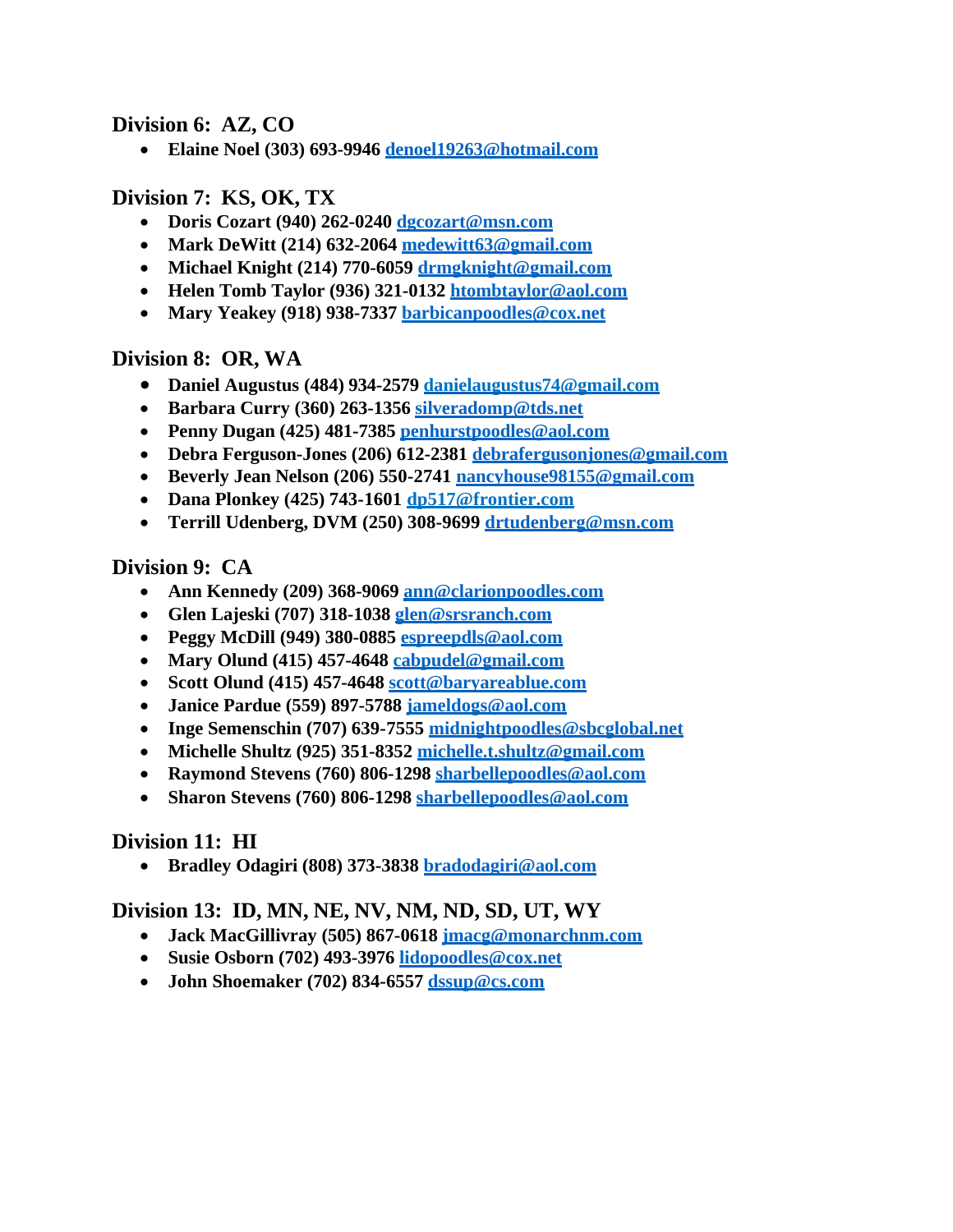## Division 6: AZ, CO

- **Elaine Noel (303) 693-9946** denoel19263@hotmail.com

## Division 7: KS, OK, TX

- **Doris Cozart (940) 262-0240** dgcozart@msn.com
- **Mark DeWitt (214) 632-2064** medewitt63@gmail.com
- **Michael Knight (214) 770-6059** drmgknight@gmail.com
- **Helen Tomb Taylor (936) 321-0132** htombtaylor@aol.com
- **Mary Yeakey (918) 938-7337** barbicanpoodles@cox.net

## Division 8: OR, WA

- **Daniel Augustus (484) 934-2579** danielaugustus74@gmail.com
- **Barbara Curry (360) 263-1356** silveradomp@tds.net
- **Penny Dugan (425) 481-7385** penhurstpoodles@aol.com
- **Debra Ferguson-Jones (206) 612-2381** debrafergusonjones@gmail.com
- **Beverly Jean Nelson (206) 550-2741** nancyhouse98155@gmail.com
- **Dana Plonkey (425) 743-1601** dp517@frontier.com
- **Terrill Udenberg, DVM (250) 308-9699** drtudenberg@msn.com

## Division 9: CA

- **Ann Kennedy (209) 368-9069** ann@clarionpoodles.com
- **Glen Lajeski (707) 318-1038** glen@srsranch.com
- **Peggy McDill (949) 380-0885** espreepdls@aol.com
- **Mary Olund (415) 457-4648** cabpudel@gmail.com
- **Scott Olund (415) 457-4648** scott@baryareablue.com
- **Janice Pardue (559) 897-5788** jameldogs@aol.com
- **Inge Semenschin (707) 639-7555** midnightpoodles@sbcglobal.net
- **Michelle Shultz (925) 351-8352** michelle.t.shultz@gmail.com
- **Raymond Stevens (760) 806-1298** sharbellepoodles@aol.com
- **Sharon Stevens (760) 806-1298** sharbellepoodles@aol.com

## Division 11: HI

- **Bradley Odagiri (808) 373-3838** bradodagiri@aol.com

## Division 13: ID, MN, NE, NV, NM, ND, SD, UT, WY

- **Jack MacGillivray (505) 867-0618** jmacg@monarchnm.com
- **Susie Osborn (702) 493-3976** lidopoodles@cox.net
- **John Shoemaker (702) 834-6557** dssup@cs.com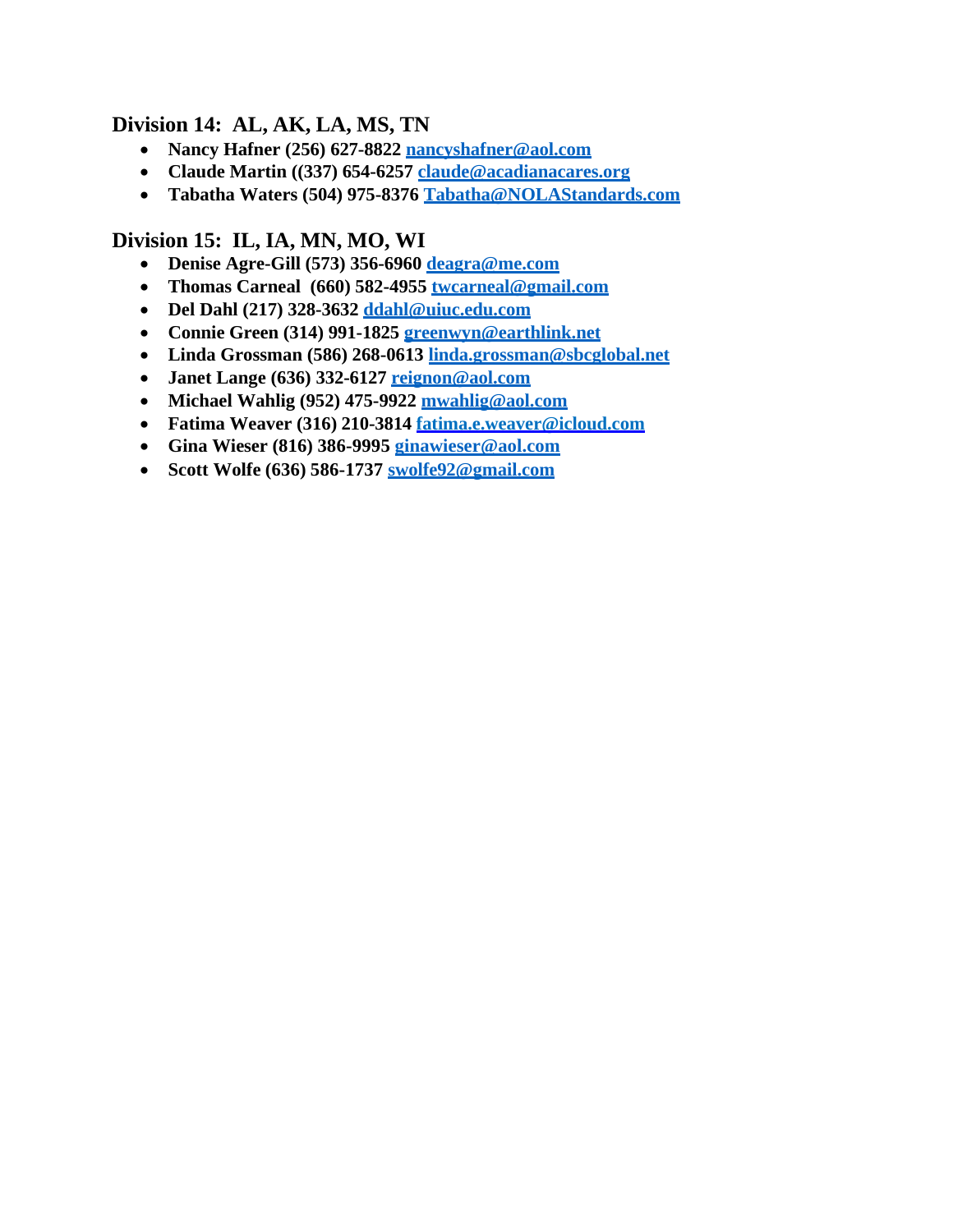### Division 14: AL, AK, LA, MS, TN

- **Nancy Hafner (256) 627-8822 nancyshafner@aol.com**
- **Claude Martin ((337) 654-6257 claude@acadianacares.org**
- **Tabatha Waters (504) 975-8376 Tabatha@NOLAStandards.com**

### Division 15: IL, IA, MN, MO, WI

- **Denise Agre-Gill (573) 356-6960 deagra@me.com**
- **Thomas Carneal (660) 582-4955 twcarneal@gmail.com**
- **Del Dahl (217) 328-3632 ddahl@uiuc.edu.com**
- **Connie Green (314) 991-1825 greenwyn@earthlink.net**
- **Linda Grossman (586) 268-0613 linda.grossman@sbcglobal.net**
- **Janet Lange (636) 332-6127 reignon@aol.com**
- **Michael Wahlig (952) 475-9922 mwahlig@aol.com**
- **Fatima Weaver (316) 210-3814 fatima.e.weaver@icloud.com**
- **Gina Wieser (816) 386-9995 ginawieser@aol.com**
- **Scott Wolfe (636) 586-1737 swolfe92@gmail.com**